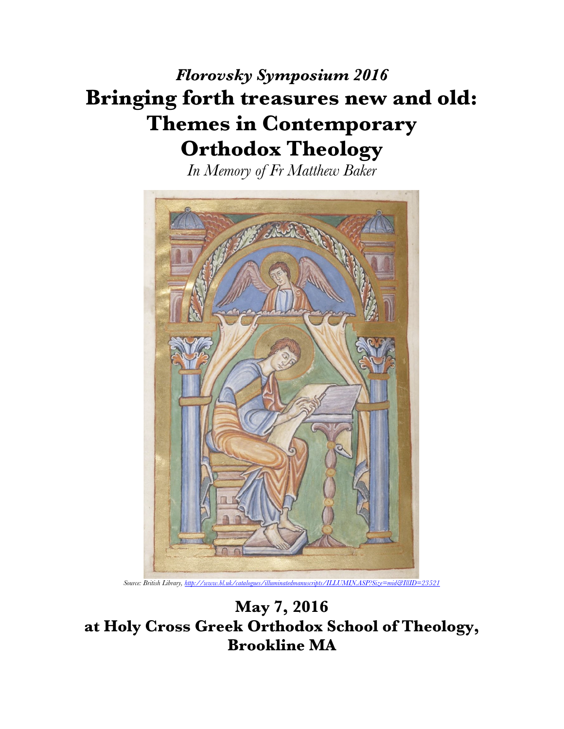*Florovsky Symposium 2016*

# Bringing forth treasures new and old: Themes in Contemporary Orthodox Theology

*In Memory of Fr Matthew Baker*

*Source: British Library, http://www.bl.uk/catalogues/illuminatedmanuscripts/ILLUMIN.ASP?Size=mid&IllID=23521*

## May 7, 2016
## at Holy Cross Greek Orthodox School of Theology, Brookline MA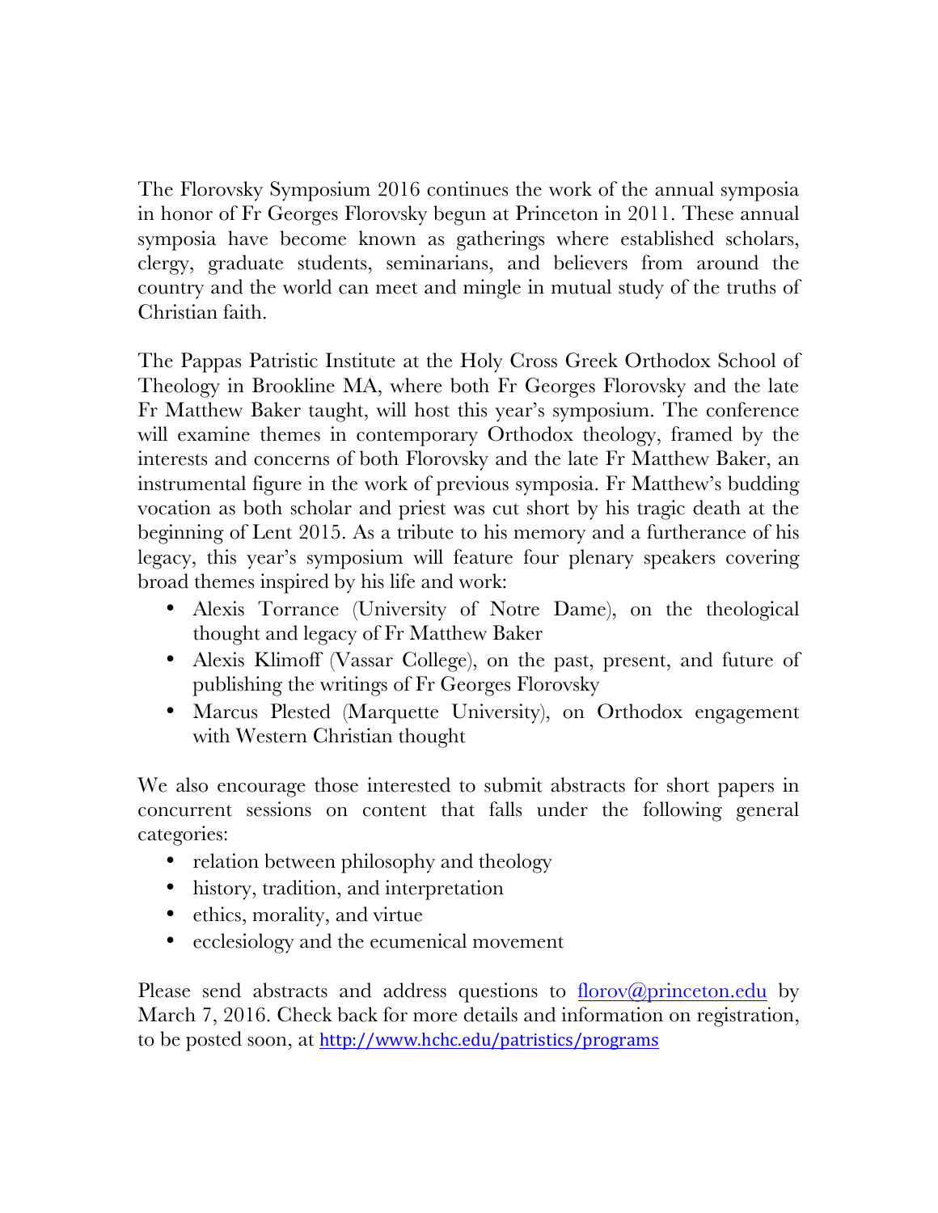The Florovsky Symposium 2016 continues the work of the annual symposia in honor of Fr Georges Florovsky begun at Princeton in 2011. These annual symposia have become known as gatherings where established scholars, clergy, graduate students, seminarians, and believers from around the country and the world can meet and mingle in mutual study of the truths of Christian faith.

The Pappas Patristic Institute at the Holy Cross Greek Orthodox School of Theology in Brookline MA, where both Fr Georges Florovsky and the late Fr Matthew Baker taught, will host this year's symposium. The conference will examine themes in contemporary Orthodox theology, framed by the interests and concerns of both Florovsky and the late Fr Matthew Baker, an instrumental figure in the work of previous symposia. Fr Matthew's budding vocation as both scholar and priest was cut short by his tragic death at the beginning of Lent 2015. As a tribute to his memory and a furtherance of his legacy, this year's symposium will feature four plenary speakers covering broad themes inspired by his life and work:

- Alexis Torrance (University of Notre Dame), on the theological thought and legacy of Fr Matthew Baker
- Alexis Klimoff (Vassar College), on the past, present, and future of publishing the writings of Fr Georges Florovsky
- Marcus Plested (Marquette University), on Orthodox engagement with Western Christian thought

We also encourage those interested to submit abstracts for short papers in concurrent sessions on content that falls under the following general categories:

- relation between philosophy and theology
- history, tradition, and interpretation
- ethics, morality, and virtue
- ecclesiology and the ecumenical movement

Please send abstracts and address questions to florov@princeton.edu by March 7, 2016. Check back for more details and information on registration, to be posted soon, at http://www.hchc.edu/patristics/programs